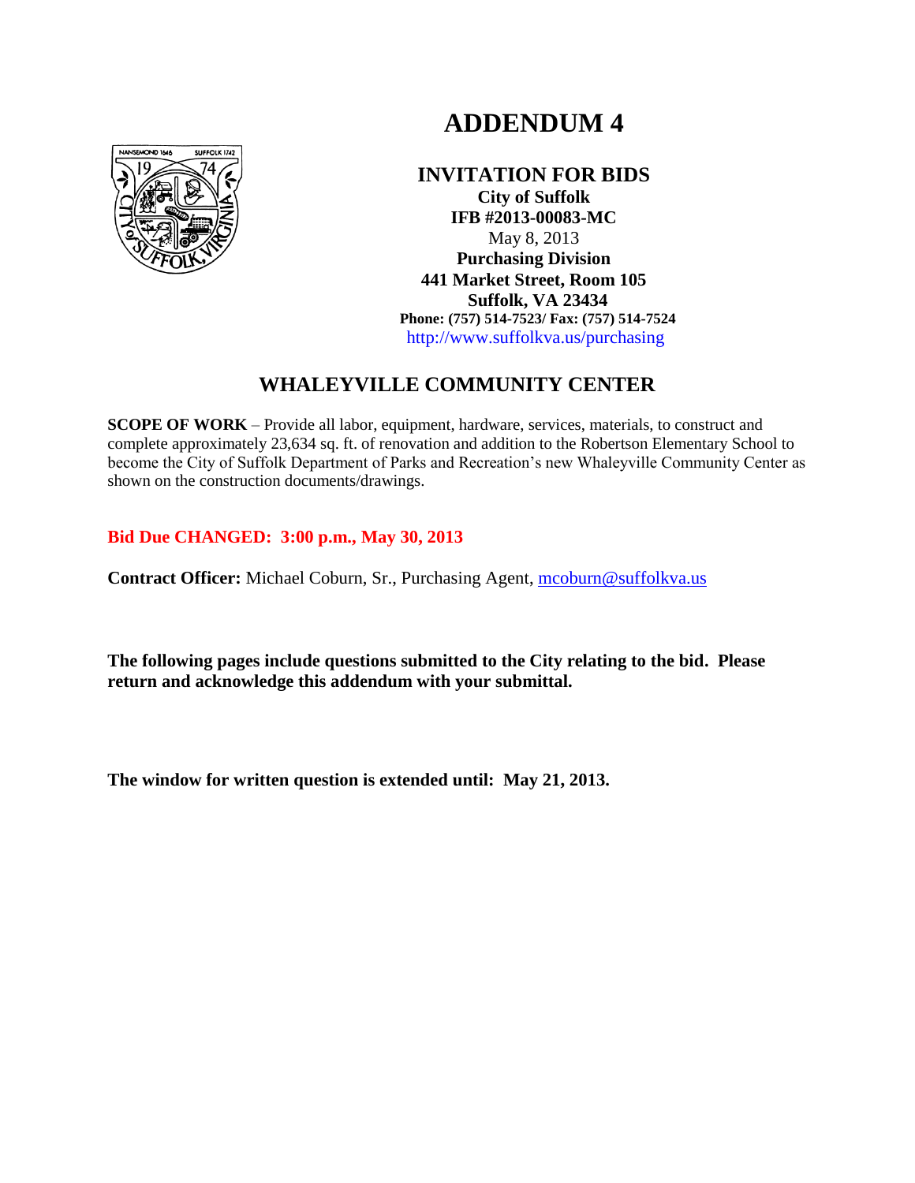# ADDENDUM 4

## INVITATION FOR BIDS

**City of Suffolk**
**IFB #2013-00083-MC**
May 8, 2013
**Purchasing Division**
**441 Market Street, Room 105**
**Suffolk, VA 23434**
**Phone: (757) 514-7523/ Fax: (757) 514-7524**
http://www.suffolkva.us/purchasing

## WHALEYVILLE COMMUNITY CENTER

**SCOPE OF WORK** – Provide all labor, equipment, hardware, services, materials, to construct and complete approximately 23,634 sq. ft. of renovation and addition to the Robertson Elementary School to become the City of Suffolk Department of Parks and Recreation's new Whaleyville Community Center as shown on the construction documents/drawings.

**Bid Due CHANGED: 3:00 p.m., May 30, 2013**

**Contract Officer:** Michael Coburn, Sr., Purchasing Agent, mcoburn@suffolkva.us

**The following pages include questions submitted to the City relating to the bid. Please return and acknowledge this addendum with your submittal.**

**The window for written question is extended until: May 21, 2013.**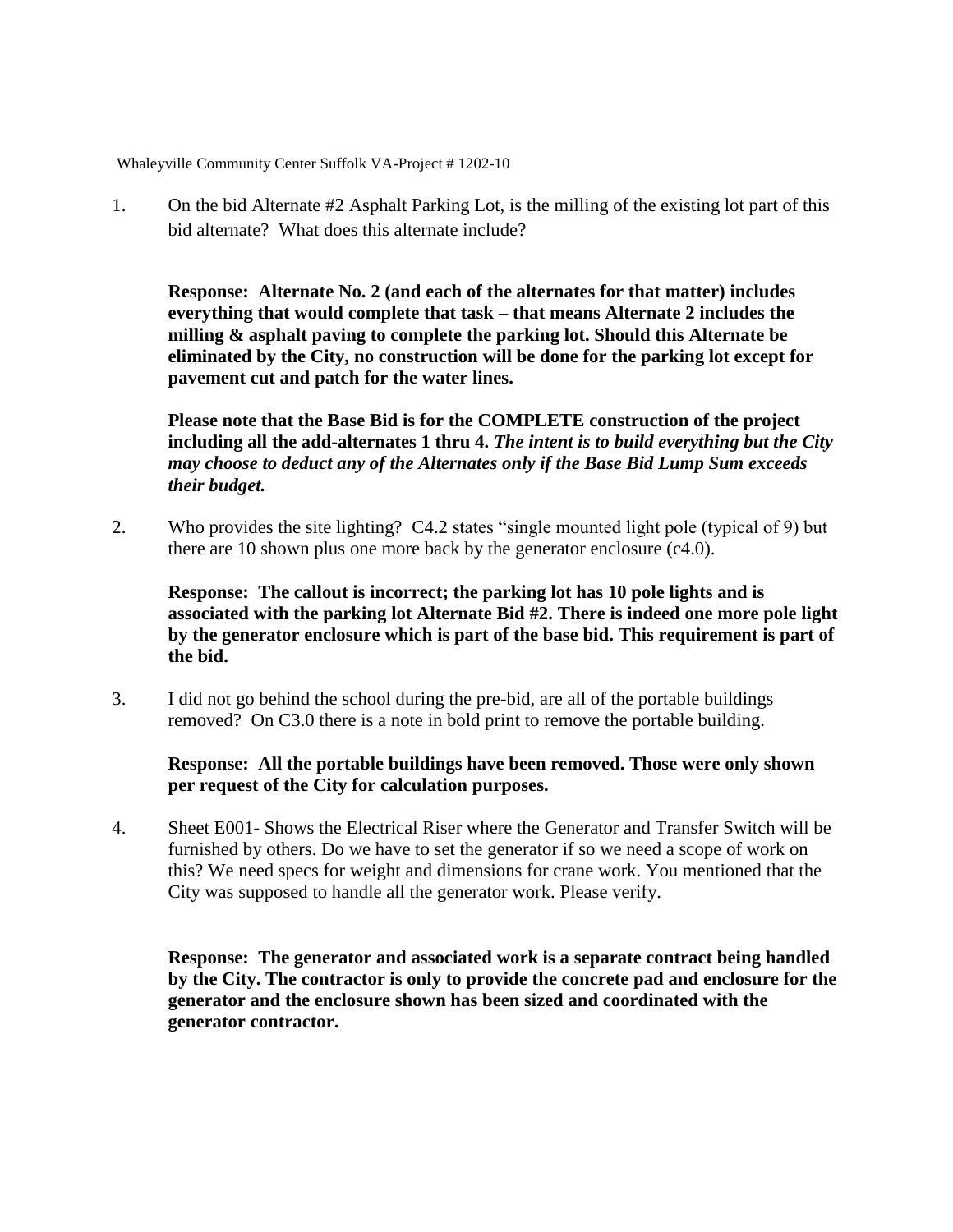Whaleyville Community Center Suffolk VA-Project # 1202-10

1. On the bid Alternate #2 Asphalt Parking Lot, is the milling of the existing lot part of this bid alternate? What does this alternate include?

   **Response: Alternate No. 2 (and each of the alternates for that matter) includes everything that would complete that task – that means Alternate 2 includes the milling & asphalt paving to complete the parking lot. Should this Alternate be eliminated by the City, no construction will be done for the parking lot except for pavement cut and patch for the water lines.**

   **Please note that the Base Bid is for the COMPLETE construction of the project including all the add-alternates 1 thru 4.** ***The intent is to build everything but the City may choose to deduct any of the Alternates only if the Base Bid Lump Sum exceeds their budget.***

2. Who provides the site lighting? C4.2 states "single mounted light pole (typical of 9) but there are 10 shown plus one more back by the generator enclosure (c4.0).

   **Response: The callout is incorrect; the parking lot has 10 pole lights and is associated with the parking lot Alternate Bid #2. There is indeed one more pole light by the generator enclosure which is part of the base bid. This requirement is part of the bid.**

3. I did not go behind the school during the pre-bid, are all of the portable buildings removed? On C3.0 there is a note in bold print to remove the portable building.

   **Response: All the portable buildings have been removed. Those were only shown per request of the City for calculation purposes.**

4. Sheet E001- Shows the Electrical Riser where the Generator and Transfer Switch will be furnished by others. Do we have to set the generator if so we need a scope of work on this? We need specs for weight and dimensions for crane work. You mentioned that the City was supposed to handle all the generator work. Please verify.

   **Response: The generator and associated work is a separate contract being handled by the City. The contractor is only to provide the concrete pad and enclosure for the generator and the enclosure shown has been sized and coordinated with the generator contractor.**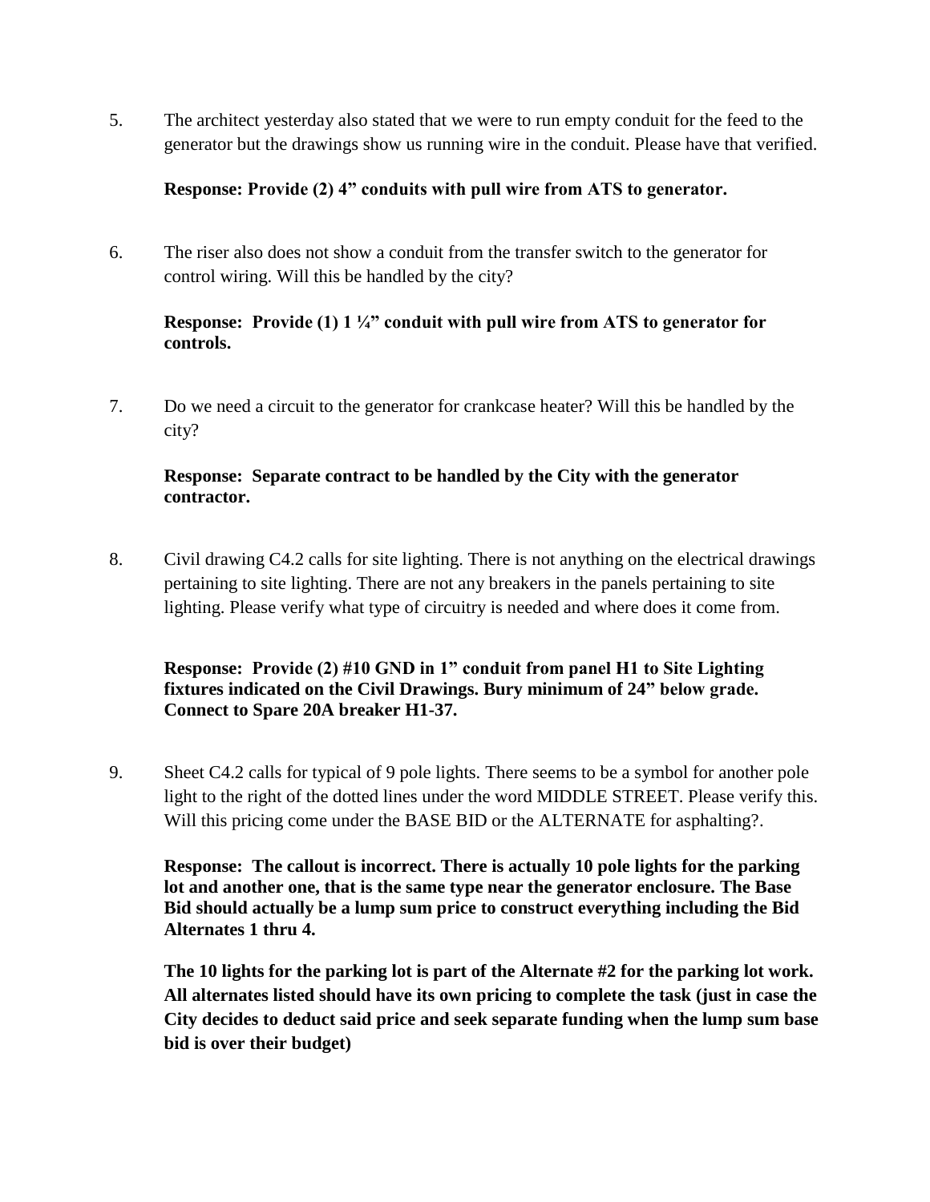5. The architect yesterday also stated that we were to run empty conduit for the feed to the generator but the drawings show us running wire in the conduit. Please have that verified.

   **Response: Provide (2) 4" conduits with pull wire from ATS to generator.**

6. The riser also does not show a conduit from the transfer switch to the generator for control wiring. Will this be handled by the city?

   **Response: Provide (1) 1 ¼" conduit with pull wire from ATS to generator for controls.**

7. Do we need a circuit to the generator for crankcase heater? Will this be handled by the city?

   **Response: Separate contract to be handled by the City with the generator contractor.**

8. Civil drawing C4.2 calls for site lighting. There is not anything on the electrical drawings pertaining to site lighting. There are not any breakers in the panels pertaining to site lighting. Please verify what type of circuitry is needed and where does it come from.

   **Response: Provide (2) #10 GND in 1" conduit from panel H1 to Site Lighting fixtures indicated on the Civil Drawings. Bury minimum of 24" below grade. Connect to Spare 20A breaker H1-37.**

9. Sheet C4.2 calls for typical of 9 pole lights. There seems to be a symbol for another pole light to the right of the dotted lines under the word MIDDLE STREET. Please verify this. Will this pricing come under the BASE BID or the ALTERNATE for asphalting?.

   **Response: The callout is incorrect. There is actually 10 pole lights for the parking lot and another one, that is the same type near the generator enclosure. The Base Bid should actually be a lump sum price to construct everything including the Bid Alternates 1 thru 4.**

   **The 10 lights for the parking lot is part of the Alternate #2 for the parking lot work. All alternates listed should have its own pricing to complete the task (just in case the City decides to deduct said price and seek separate funding when the lump sum base bid is over their budget)**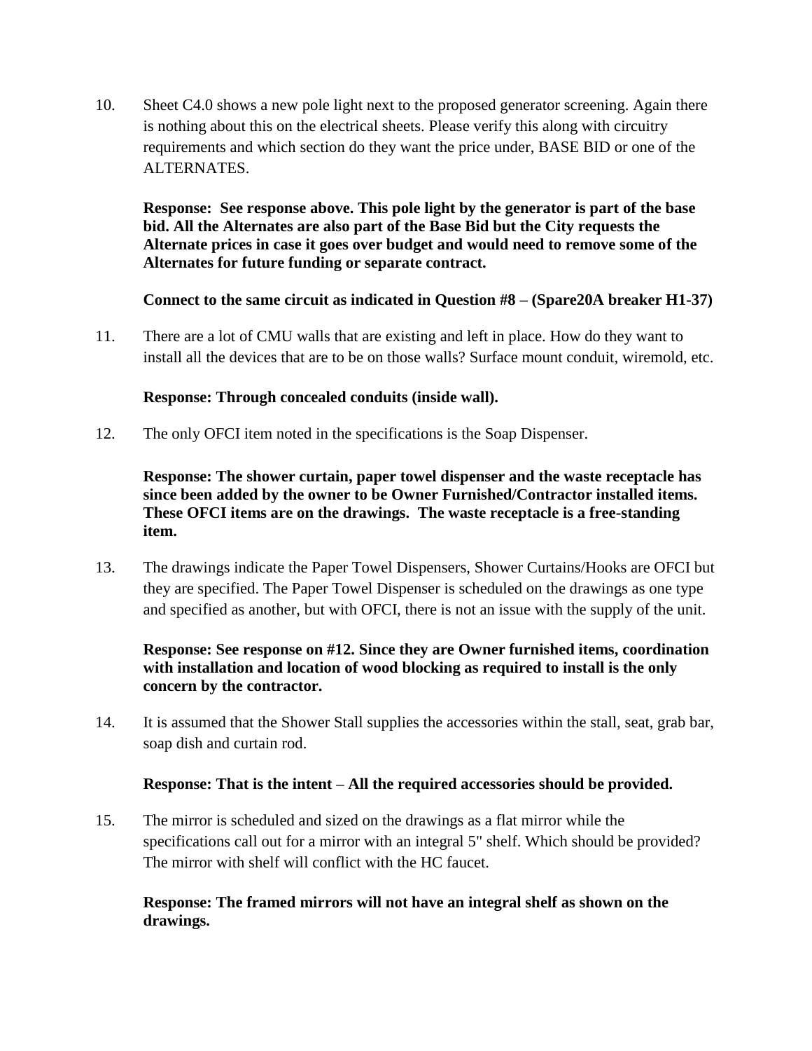10. Sheet C4.0 shows a new pole light next to the proposed generator screening. Again there is nothing about this on the electrical sheets. Please verify this along with circuitry requirements and which section do they want the price under, BASE BID or one of the ALTERNATES.

    **Response: See response above. This pole light by the generator is part of the base bid. All the Alternates are also part of the Base Bid but the City requests the Alternate prices in case it goes over budget and would need to remove some of the Alternates for future funding or separate contract.**

    **Connect to the same circuit as indicated in Question #8 – (Spare20A breaker H1-37)**

11. There are a lot of CMU walls that are existing and left in place. How do they want to install all the devices that are to be on those walls? Surface mount conduit, wiremold, etc.

    **Response: Through concealed conduits (inside wall).**

12. The only OFCI item noted in the specifications is the Soap Dispenser.

    **Response: The shower curtain, paper towel dispenser and the waste receptacle has since been added by the owner to be Owner Furnished/Contractor installed items. These OFCI items are on the drawings. The waste receptacle is a free-standing item.**

13. The drawings indicate the Paper Towel Dispensers, Shower Curtains/Hooks are OFCI but they are specified. The Paper Towel Dispenser is scheduled on the drawings as one type and specified as another, but with OFCI, there is not an issue with the supply of the unit.

    **Response: See response on #12. Since they are Owner furnished items, coordination with installation and location of wood blocking as required to install is the only concern by the contractor.**

14. It is assumed that the Shower Stall supplies the accessories within the stall, seat, grab bar, soap dish and curtain rod.

    **Response: That is the intent – All the required accessories should be provided.**

15. The mirror is scheduled and sized on the drawings as a flat mirror while the specifications call out for a mirror with an integral 5" shelf. Which should be provided? The mirror with shelf will conflict with the HC faucet.

    **Response: The framed mirrors will not have an integral shelf as shown on the drawings.**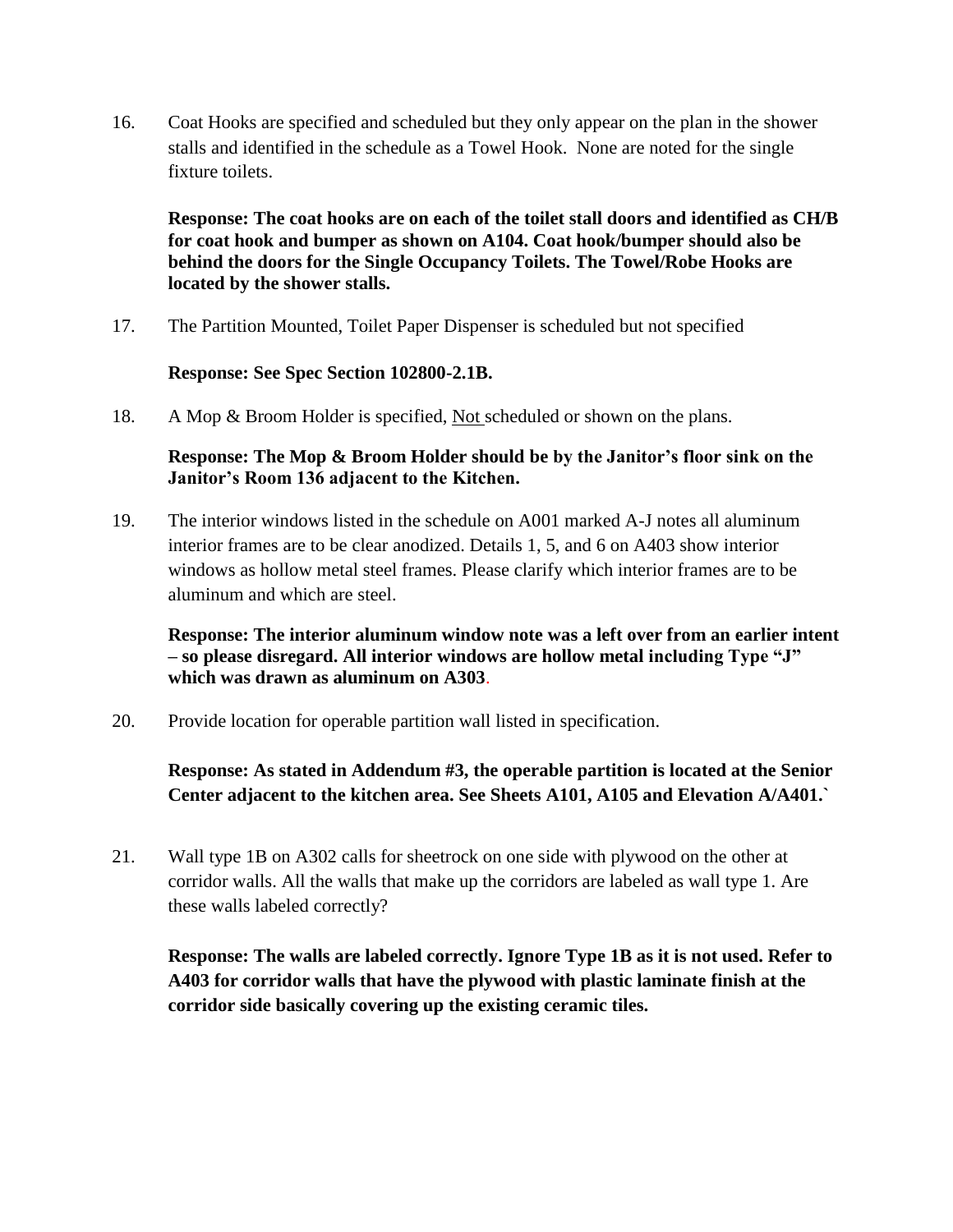16. Coat Hooks are specified and scheduled but they only appear on the plan in the shower stalls and identified in the schedule as a Towel Hook. None are noted for the single fixture toilets.

    **Response: The coat hooks are on each of the toilet stall doors and identified as CH/B for coat hook and bumper as shown on A104. Coat hook/bumper should also be behind the doors for the Single Occupancy Toilets. The Towel/Robe Hooks are located by the shower stalls.**

17. The Partition Mounted, Toilet Paper Dispenser is scheduled but not specified

    **Response: See Spec Section 102800-2.1B.**

18. A Mop & Broom Holder is specified, <u>Not</u> scheduled or shown on the plans.

    **Response: The Mop & Broom Holder should be by the Janitor's floor sink on the Janitor's Room 136 adjacent to the Kitchen.**

19. The interior windows listed in the schedule on A001 marked A-J notes all aluminum interior frames are to be clear anodized. Details 1, 5, and 6 on A403 show interior windows as hollow metal steel frames. Please clarify which interior frames are to be aluminum and which are steel.

    **Response: The interior aluminum window note was a left over from an earlier intent – so please disregard. All interior windows are hollow metal including Type "J" which was drawn as aluminum on A303.**

20. Provide location for operable partition wall listed in specification.

    **Response: As stated in Addendum #3, the operable partition is located at the Senior Center adjacent to the kitchen area. See Sheets A101, A105 and Elevation A/A401.`**

21. Wall type 1B on A302 calls for sheetrock on one side with plywood on the other at corridor walls. All the walls that make up the corridors are labeled as wall type 1. Are these walls labeled correctly?

    **Response: The walls are labeled correctly. Ignore Type 1B as it is not used. Refer to A403 for corridor walls that have the plywood with plastic laminate finish at the corridor side basically covering up the existing ceramic tiles.**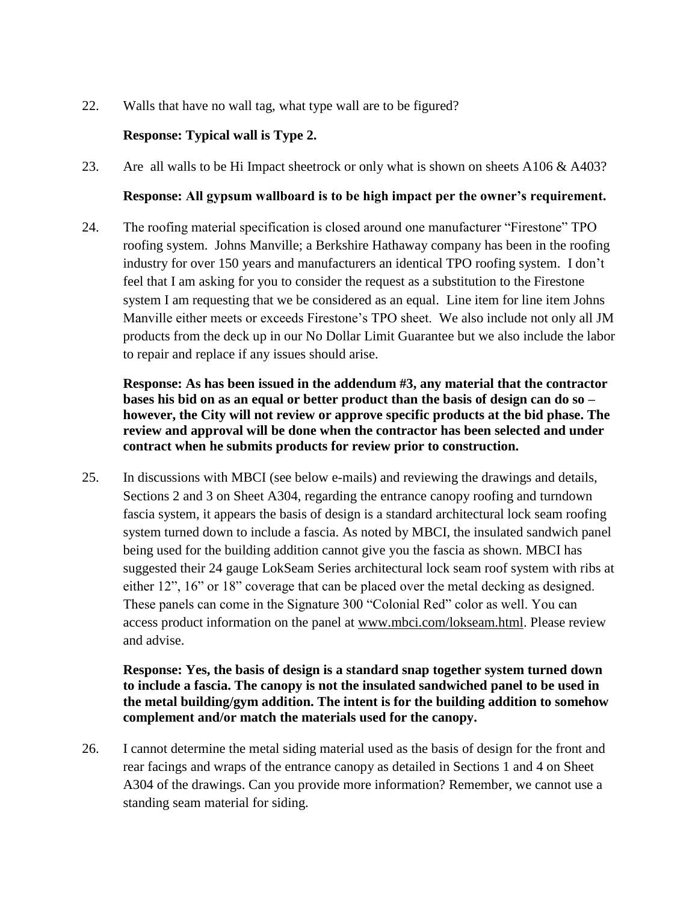22. Walls that have no wall tag, what type wall are to be figured?

    **Response: Typical wall is Type 2.**

23. Are all walls to be Hi Impact sheetrock or only what is shown on sheets A106 & A403?

    **Response: All gypsum wallboard is to be high impact per the owner's requirement.**

24. The roofing material specification is closed around one manufacturer "Firestone" TPO roofing system. Johns Manville; a Berkshire Hathaway company has been in the roofing industry for over 150 years and manufacturers an identical TPO roofing system. I don't feel that I am asking for you to consider the request as a substitution to the Firestone system I am requesting that we be considered as an equal. Line item for line item Johns Manville either meets or exceeds Firestone's TPO sheet. We also include not only all JM products from the deck up in our No Dollar Limit Guarantee but we also include the labor to repair and replace if any issues should arise.

    **Response: As has been issued in the addendum #3, any material that the contractor bases his bid on as an equal or better product than the basis of design can do so – however, the City will not review or approve specific products at the bid phase. The review and approval will be done when the contractor has been selected and under contract when he submits products for review prior to construction.**

25. In discussions with MBCI (see below e-mails) and reviewing the drawings and details, Sections 2 and 3 on Sheet A304, regarding the entrance canopy roofing and turndown fascia system, it appears the basis of design is a standard architectural lock seam roofing system turned down to include a fascia. As noted by MBCI, the insulated sandwich panel being used for the building addition cannot give you the fascia as shown. MBCI has suggested their 24 gauge LokSeam Series architectural lock seam roof system with ribs at either 12", 16" or 18" coverage that can be placed over the metal decking as designed. These panels can come in the Signature 300 "Colonial Red" color as well. You can access product information on the panel at www.mbci.com/lokseam.html. Please review and advise.

    **Response: Yes, the basis of design is a standard snap together system turned down to include a fascia. The canopy is not the insulated sandwiched panel to be used in the metal building/gym addition. The intent is for the building addition to somehow complement and/or match the materials used for the canopy.**

26. I cannot determine the metal siding material used as the basis of design for the front and rear facings and wraps of the entrance canopy as detailed in Sections 1 and 4 on Sheet A304 of the drawings. Can you provide more information? Remember, we cannot use a standing seam material for siding.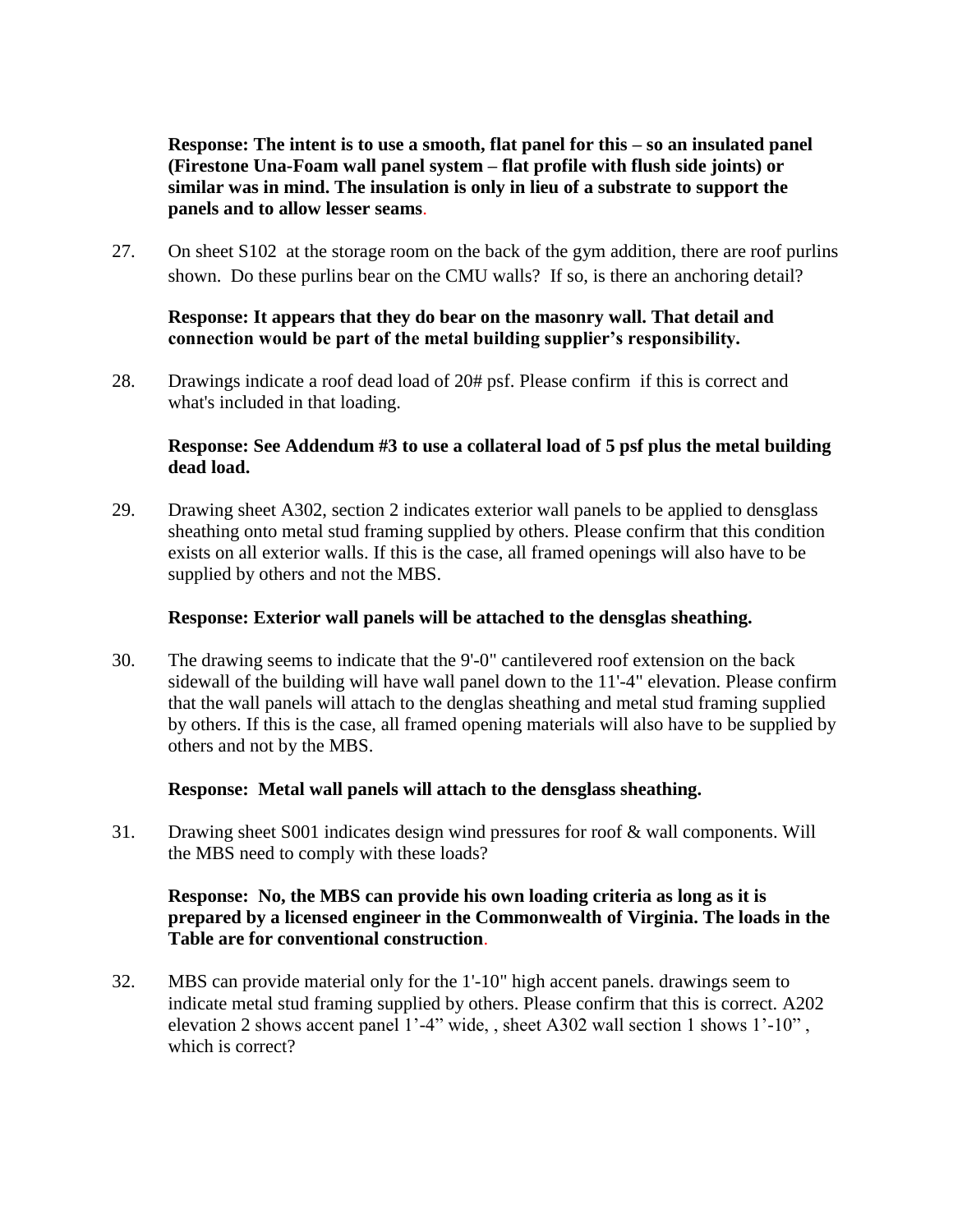**Response: The intent is to use a smooth, flat panel for this – so an insulated panel (Firestone Una-Foam wall panel system – flat profile with flush side joints) or similar was in mind. The insulation is only in lieu of a substrate to support the panels and to allow lesser seams**.

27. On sheet S102 at the storage room on the back of the gym addition, there are roof purlins shown. Do these purlins bear on the CMU walls? If so, is there an anchoring detail?

    **Response: It appears that they do bear on the masonry wall. That detail and connection would be part of the metal building supplier's responsibility.**

28. Drawings indicate a roof dead load of 20# psf. Please confirm if this is correct and what's included in that loading.

    **Response: See Addendum #3 to use a collateral load of 5 psf plus the metal building dead load.**

29. Drawing sheet A302, section 2 indicates exterior wall panels to be applied to densglass sheathing onto metal stud framing supplied by others. Please confirm that this condition exists on all exterior walls. If this is the case, all framed openings will also have to be supplied by others and not the MBS.

    **Response: Exterior wall panels will be attached to the densglas sheathing.**

30. The drawing seems to indicate that the 9'-0" cantilevered roof extension on the back sidewall of the building will have wall panel down to the 11'-4" elevation. Please confirm that the wall panels will attach to the denglas sheathing and metal stud framing supplied by others. If this is the case, all framed opening materials will also have to be supplied by others and not by the MBS.

    **Response: Metal wall panels will attach to the densglass sheathing.**

31. Drawing sheet S001 indicates design wind pressures for roof & wall components. Will the MBS need to comply with these loads?

    **Response: No, the MBS can provide his own loading criteria as long as it is prepared by a licensed engineer in the Commonwealth of Virginia. The loads in the Table are for conventional construction**.

32. MBS can provide material only for the 1'-10" high accent panels. drawings seem to indicate metal stud framing supplied by others. Please confirm that this is correct. A202 elevation 2 shows accent panel 1'-4" wide, , sheet A302 wall section 1 shows 1'-10" , which is correct?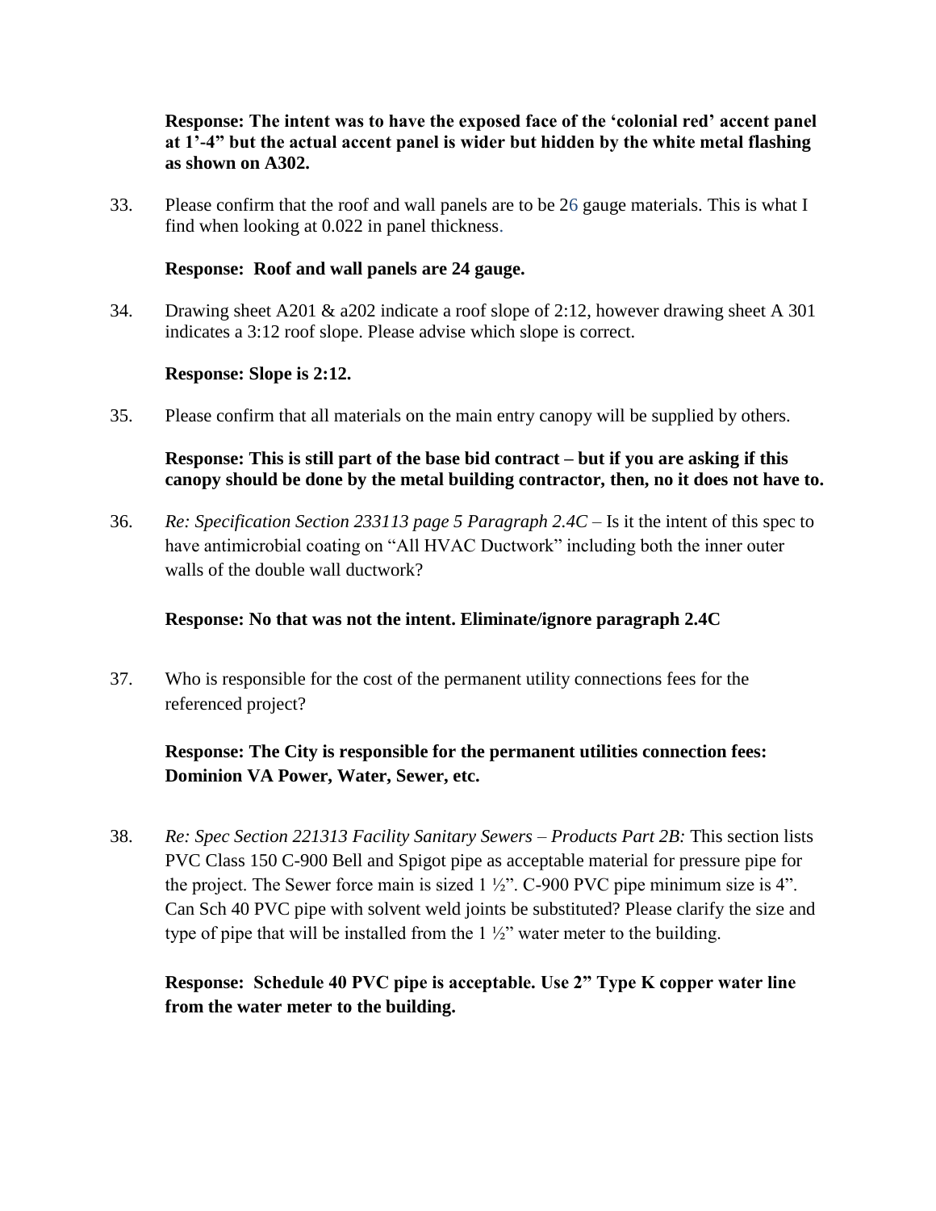**Response: The intent was to have the exposed face of the 'colonial red' accent panel at 1'-4" but the actual accent panel is wider but hidden by the white metal flashing as shown on A302.**

33. Please confirm that the roof and wall panels are to be 26 gauge materials. This is what I find when looking at 0.022 in panel thickness.

    **Response: Roof and wall panels are 24 gauge.**

34. Drawing sheet A201 & a202 indicate a roof slope of 2:12, however drawing sheet A 301 indicates a 3:12 roof slope. Please advise which slope is correct.

    **Response: Slope is 2:12.**

35. Please confirm that all materials on the main entry canopy will be supplied by others.

    **Response: This is still part of the base bid contract – but if you are asking if this canopy should be done by the metal building contractor, then, no it does not have to.**

36. *Re: Specification Section 233113 page 5 Paragraph 2.4C* – Is it the intent of this spec to have antimicrobial coating on "All HVAC Ductwork" including both the inner outer walls of the double wall ductwork?

    **Response: No that was not the intent. Eliminate/ignore paragraph 2.4C**

37. Who is responsible for the cost of the permanent utility connections fees for the referenced project?

    **Response: The City is responsible for the permanent utilities connection fees: Dominion VA Power, Water, Sewer, etc.**

38. *Re: Spec Section 221313 Facility Sanitary Sewers – Products Part 2B:* This section lists PVC Class 150 C-900 Bell and Spigot pipe as acceptable material for pressure pipe for the project. The Sewer force main is sized 1 ½". C-900 PVC pipe minimum size is 4". Can Sch 40 PVC pipe with solvent weld joints be substituted? Please clarify the size and type of pipe that will be installed from the 1 ½" water meter to the building.

    **Response: Schedule 40 PVC pipe is acceptable. Use 2" Type K copper water line from the water meter to the building.**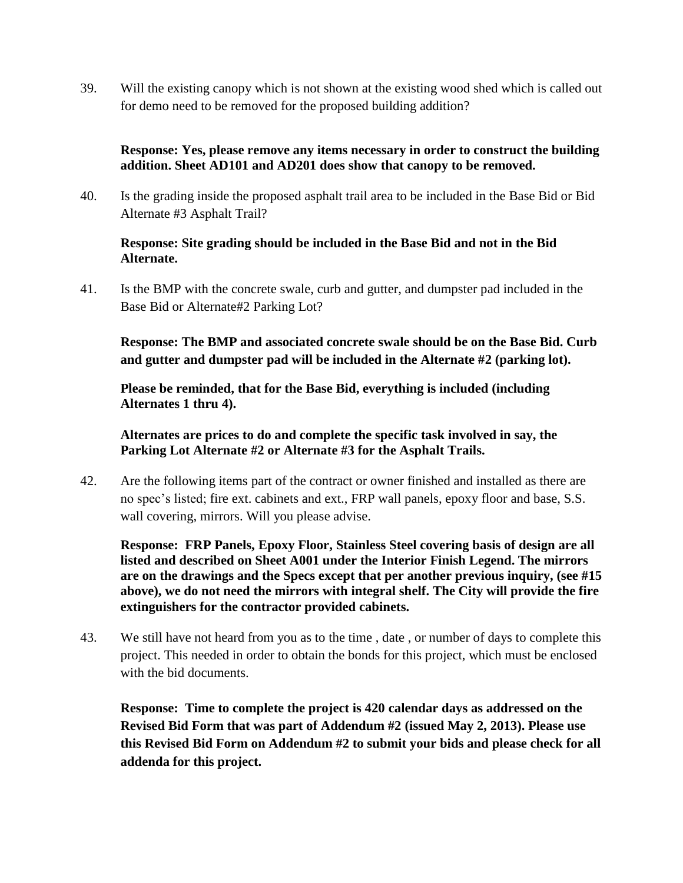39. Will the existing canopy which is not shown at the existing wood shed which is called out for demo need to be removed for the proposed building addition?

    **Response: Yes, please remove any items necessary in order to construct the building addition. Sheet AD101 and AD201 does show that canopy to be removed.**

40. Is the grading inside the proposed asphalt trail area to be included in the Base Bid or Bid Alternate #3 Asphalt Trail?

    **Response: Site grading should be included in the Base Bid and not in the Bid Alternate.**

41. Is the BMP with the concrete swale, curb and gutter, and dumpster pad included in the Base Bid or Alternate#2 Parking Lot?

    **Response: The BMP and associated concrete swale should be on the Base Bid. Curb and gutter and dumpster pad will be included in the Alternate #2 (parking lot).**

    **Please be reminded, that for the Base Bid, everything is included (including Alternates 1 thru 4).**

    **Alternates are prices to do and complete the specific task involved in say, the Parking Lot Alternate #2 or Alternate #3 for the Asphalt Trails.**

42. Are the following items part of the contract or owner finished and installed as there are no spec's listed; fire ext. cabinets and ext., FRP wall panels, epoxy floor and base, S.S. wall covering, mirrors. Will you please advise.

    **Response: FRP Panels, Epoxy Floor, Stainless Steel covering basis of design are all listed and described on Sheet A001 under the Interior Finish Legend. The mirrors are on the drawings and the Specs except that per another previous inquiry, (see #15 above), we do not need the mirrors with integral shelf. The City will provide the fire extinguishers for the contractor provided cabinets.**

43. We still have not heard from you as to the time , date , or number of days to complete this project. This needed in order to obtain the bonds for this project, which must be enclosed with the bid documents.

    **Response: Time to complete the project is 420 calendar days as addressed on the Revised Bid Form that was part of Addendum #2 (issued May 2, 2013). Please use this Revised Bid Form on Addendum #2 to submit your bids and please check for all addenda for this project.**